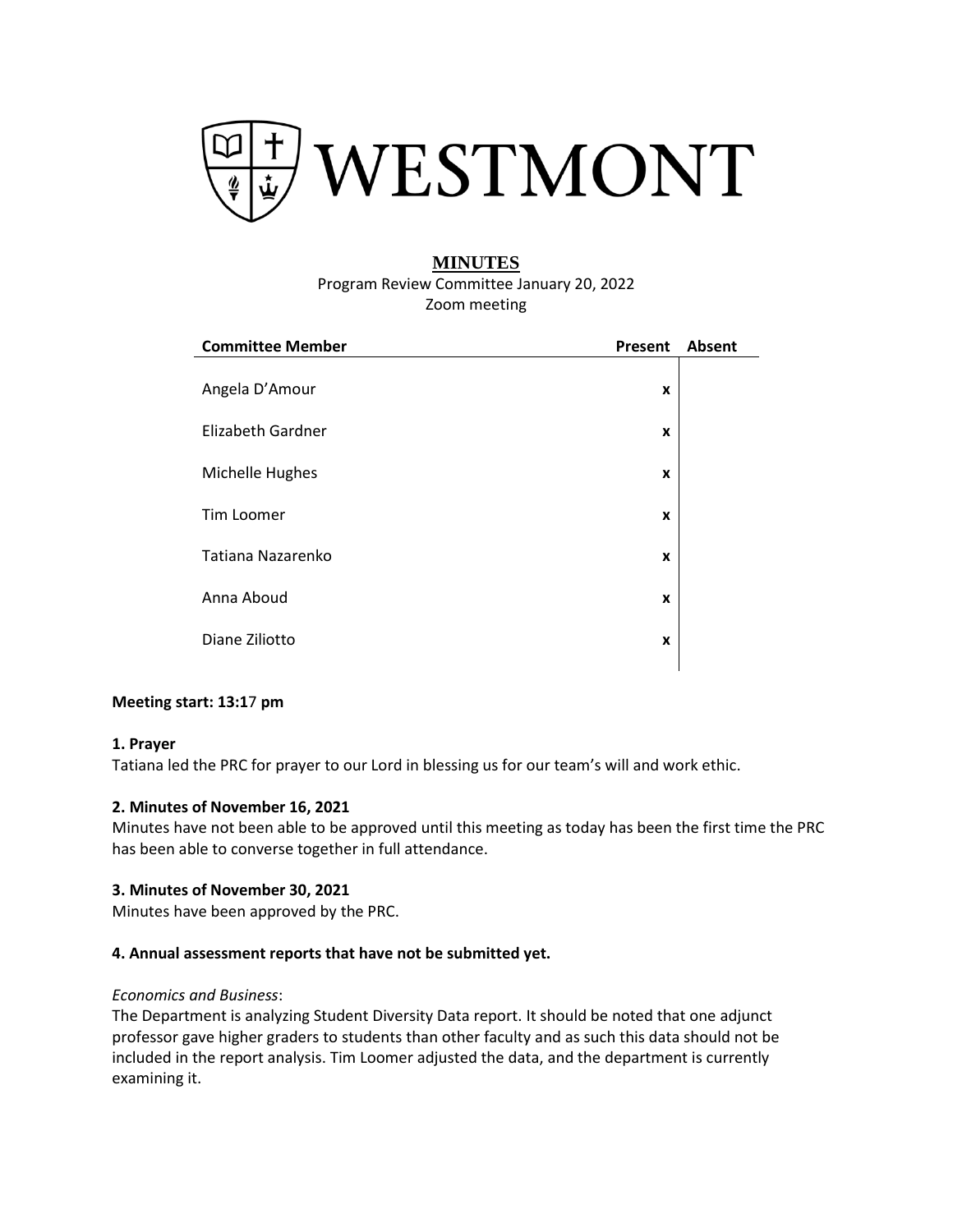# WESTMONT

## MINUTES

Program Review Committee January 20, 2022
Zoom meeting

| Committee Member | Present | Absent |
|---|---|---|
| Angela D'Amour | x | |
| Elizabeth Gardner | x | |
| Michelle Hughes | x | |
| Tim Loomer | x | |
| Tatiana Nazarenko | x | |
| Anna Aboud | x | |
| Diane Ziliotto | x | |

**Meeting start: 13:17 pm**

**1. Prayer**

Tatiana led the PRC for prayer to our Lord in blessing us for our team's will and work ethic.

**2. Minutes of November 16, 2021**

Minutes have not been able to be approved until this meeting as today has been the first time the PRC has been able to converse together in full attendance.

**3. Minutes of November 30, 2021**

Minutes have been approved by the PRC.

**4. Annual assessment reports that have not be submitted yet.**

*Economics and Business*:

The Department is analyzing Student Diversity Data report. It should be noted that one adjunct professor gave higher graders to students than other faculty and as such this data should not be included in the report analysis. Tim Loomer adjusted the data, and the department is currently examining it.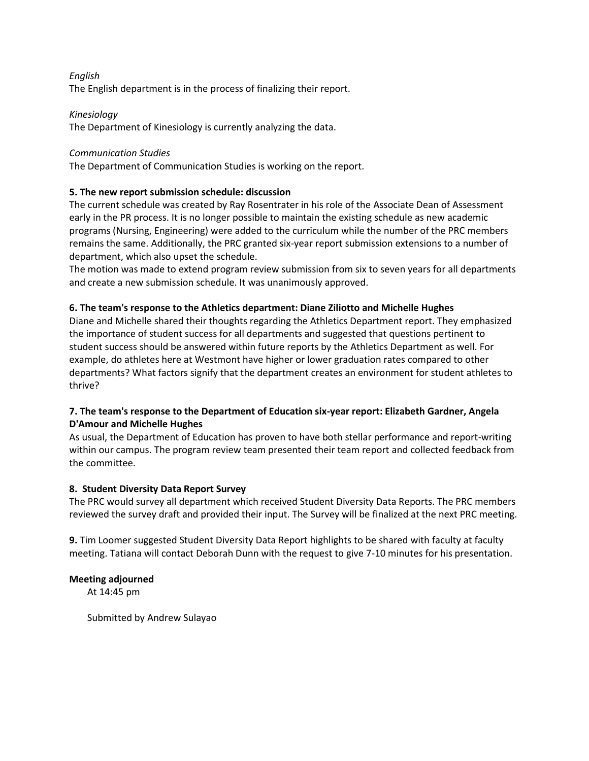*English*

The English department is in the process of finalizing their report.

*Kinesiology*

The Department of Kinesiology is currently analyzing the data.

*Communication Studies*

The Department of Communication Studies is working on the report.

**5. The new report submission schedule: discussion**

The current schedule was created by Ray Rosentrater in his role of the Associate Dean of Assessment early in the PR process. It is no longer possible to maintain the existing schedule as new academic programs (Nursing, Engineering) were added to the curriculum while the number of the PRC members remains the same. Additionally, the PRC granted six-year report submission extensions to a number of department, which also upset the schedule.

The motion was made to extend program review submission from six to seven years for all departments and create a new submission schedule. It was unanimously approved.

**6. The team's response to the Athletics department: Diane Ziliotto and Michelle Hughes**

Diane and Michelle shared their thoughts regarding the Athletics Department report. They emphasized the importance of student success for all departments and suggested that questions pertinent to student success should be answered within future reports by the Athletics Department as well. For example, do athletes here at Westmont have higher or lower graduation rates compared to other departments? What factors signify that the department creates an environment for student athletes to thrive?

**7. The team's response to the Department of Education six-year report: Elizabeth Gardner, Angela D'Amour and Michelle Hughes**

As usual, the Department of Education has proven to have both stellar performance and report-writing within our campus. The program review team presented their team report and collected feedback from the committee.

**8. Student Diversity Data Report Survey**

The PRC would survey all department which received Student Diversity Data Reports. The PRC members reviewed the survey draft and provided their input. The Survey will be finalized at the next PRC meeting.

**9.** Tim Loomer suggested Student Diversity Data Report highlights to be shared with faculty at faculty meeting. Tatiana will contact Deborah Dunn with the request to give 7-10 minutes for his presentation.

**Meeting adjourned**

At 14:45 pm

Submitted by Andrew Sulayao